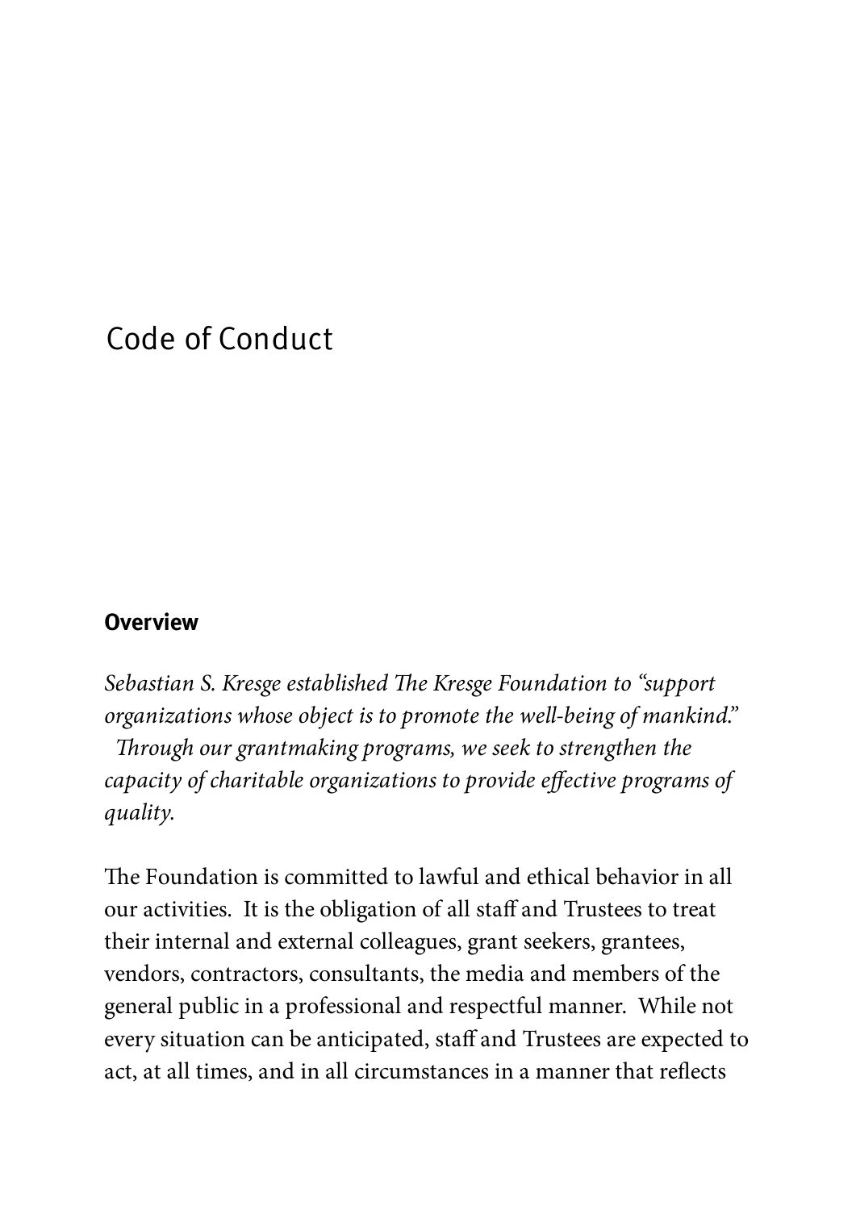# Code of Conduct

## Overview

*Sebastian S. Kresge established The Kresge Foundation to "support organizations whose object is to promote the well-being of mankind." Through our grantmaking programs, we seek to strengthen the capacity of charitable organizations to provide effective programs of quality.*

The Foundation is committed to lawful and ethical behavior in all our activities. It is the obligation of all staff and Trustees to treat their internal and external colleagues, grant seekers, grantees, vendors, contractors, consultants, the media and members of the general public in a professional and respectful manner. While not every situation can be anticipated, staff and Trustees are expected to act, at all times, and in all circumstances in a manner that reflects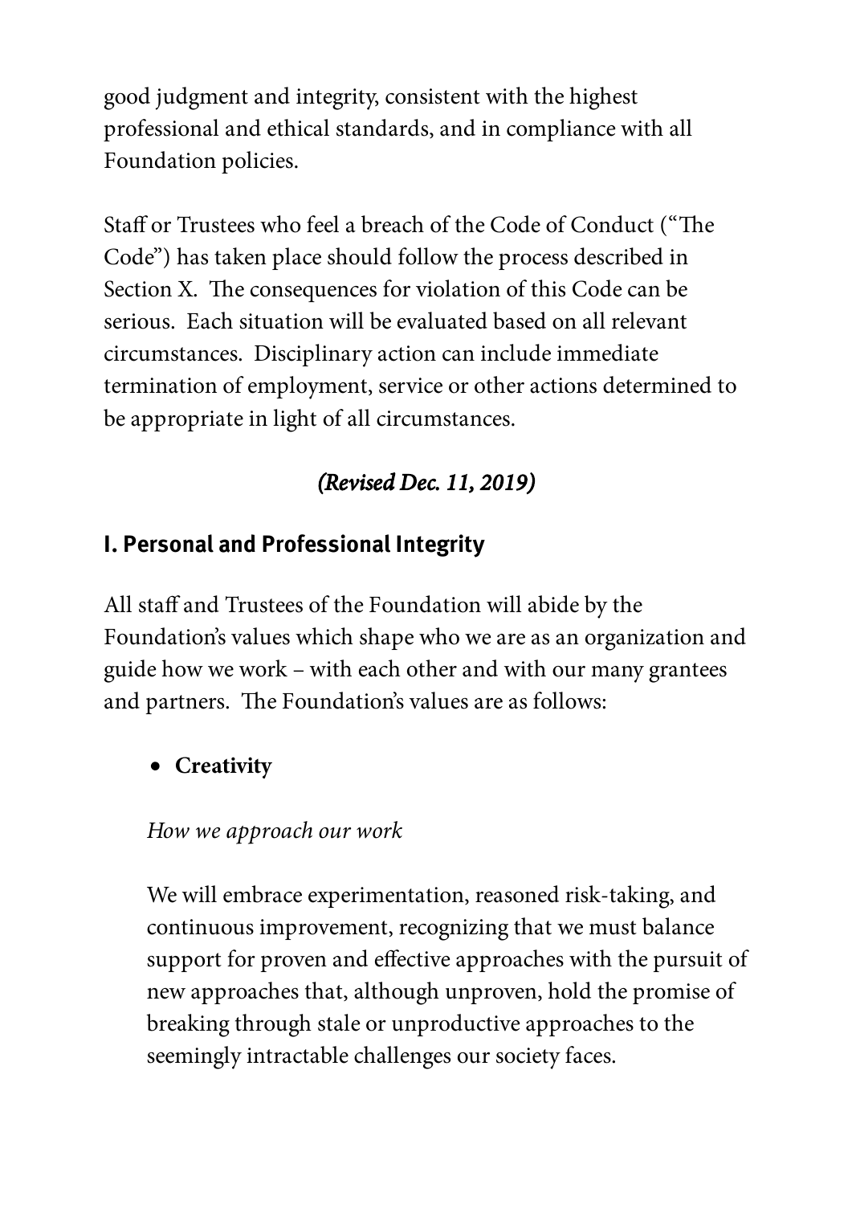good judgment and integrity, consistent with the highest professional and ethical standards, and in compliance with all Foundation policies.

Staff or Trustees who feel a breach of the Code of Conduct ("The Code") has taken place should follow the process described in Section X. The consequences for violation of this Code can be serious. Each situation will be evaluated based on all relevant circumstances. Disciplinary action can include immediate termination of employment, service or other actions determined to be appropriate in light of all circumstances.

***(Revised Dec. 11, 2019)***

## I. Personal and Professional Integrity

All staff and Trustees of the Foundation will abide by the Foundation's values which shape who we are as an organization and guide how we work – with each other and with our many grantees and partners. The Foundation's values are as follows:

- **Creativity**

  *How we approach our work*

  We will embrace experimentation, reasoned risk-taking, and continuous improvement, recognizing that we must balance support for proven and effective approaches with the pursuit of new approaches that, although unproven, hold the promise of breaking through stale or unproductive approaches to the seemingly intractable challenges our society faces.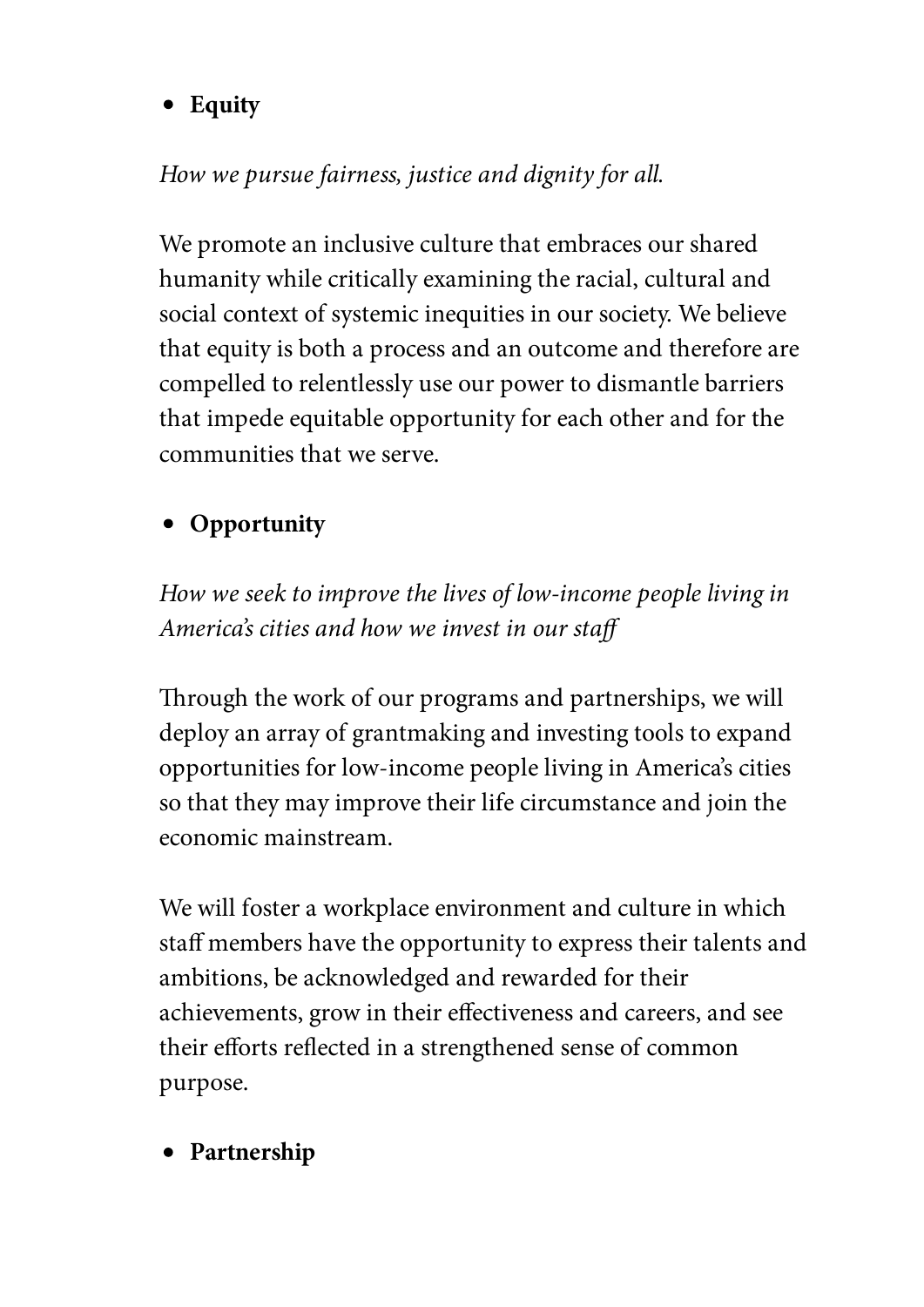- **Equity**

*How we pursue fairness, justice and dignity for all.*

We promote an inclusive culture that embraces our shared humanity while critically examining the racial, cultural and social context of systemic inequities in our society. We believe that equity is both a process and an outcome and therefore are compelled to relentlessly use our power to dismantle barriers that impede equitable opportunity for each other and for the communities that we serve.

- **Opportunity**

*How we seek to improve the lives of low-income people living in America's cities and how we invest in our staff*

Through the work of our programs and partnerships, we will deploy an array of grantmaking and investing tools to expand opportunities for low-income people living in America's cities so that they may improve their life circumstance and join the economic mainstream.

We will foster a workplace environment and culture in which staff members have the opportunity to express their talents and ambitions, be acknowledged and rewarded for their achievements, grow in their effectiveness and careers, and see their efforts reflected in a strengthened sense of common purpose.

- **Partnership**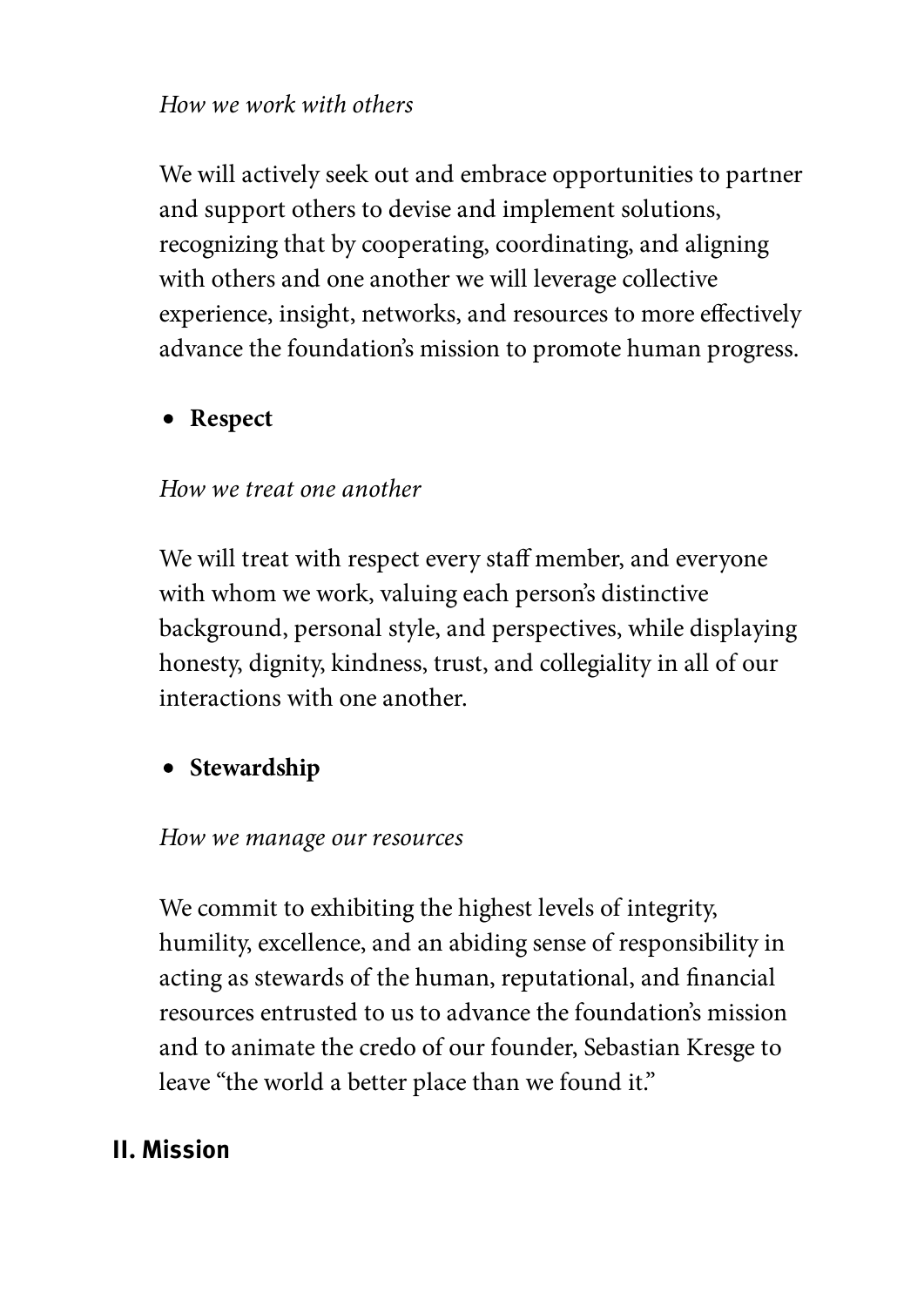*How we work with others*

We will actively seek out and embrace opportunities to partner and support others to devise and implement solutions, recognizing that by cooperating, coordinating, and aligning with others and one another we will leverage collective experience, insight, networks, and resources to more effectively advance the foundation's mission to promote human progress.

- **Respect**

*How we treat one another*

We will treat with respect every staff member, and everyone with whom we work, valuing each person's distinctive background, personal style, and perspectives, while displaying honesty, dignity, kindness, trust, and collegiality in all of our interactions with one another.

- **Stewardship**

*How we manage our resources*

We commit to exhibiting the highest levels of integrity, humility, excellence, and an abiding sense of responsibility in acting as stewards of the human, reputational, and financial resources entrusted to us to advance the foundation's mission and to animate the credo of our founder, Sebastian Kresge to leave "the world a better place than we found it."

## II. Mission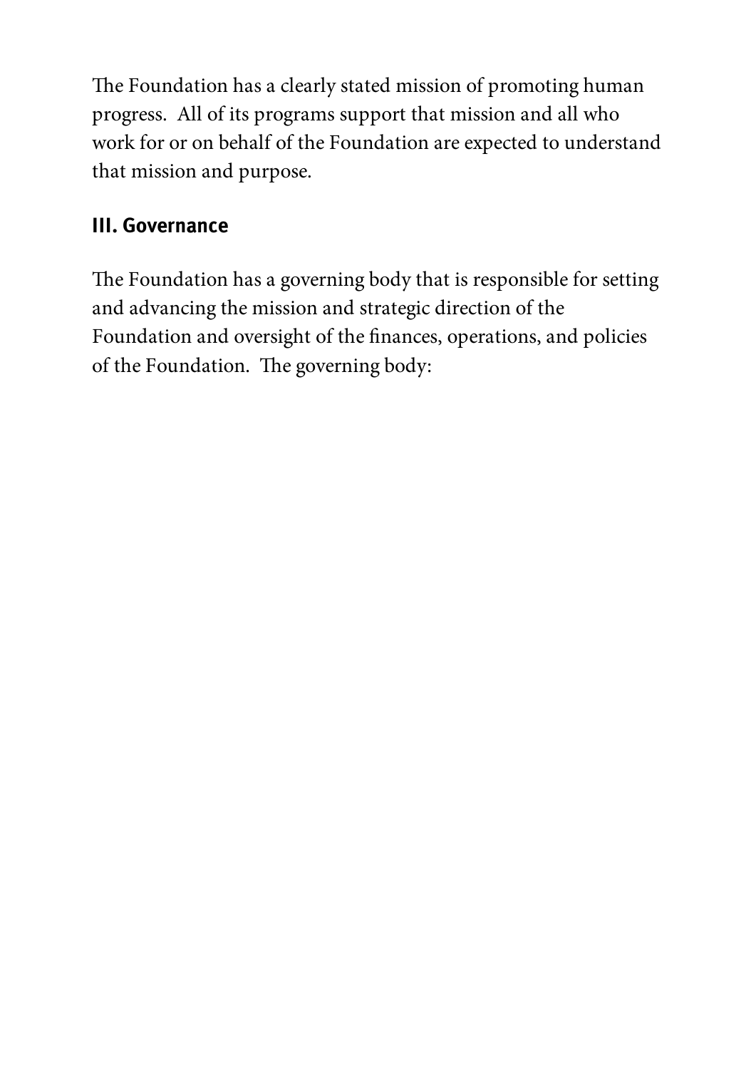The Foundation has a clearly stated mission of promoting human progress. All of its programs support that mission and all who work for or on behalf of the Foundation are expected to understand that mission and purpose.

### III. Governance

The Foundation has a governing body that is responsible for setting and advancing the mission and strategic direction of the Foundation and oversight of the finances, operations, and policies of the Foundation. The governing body: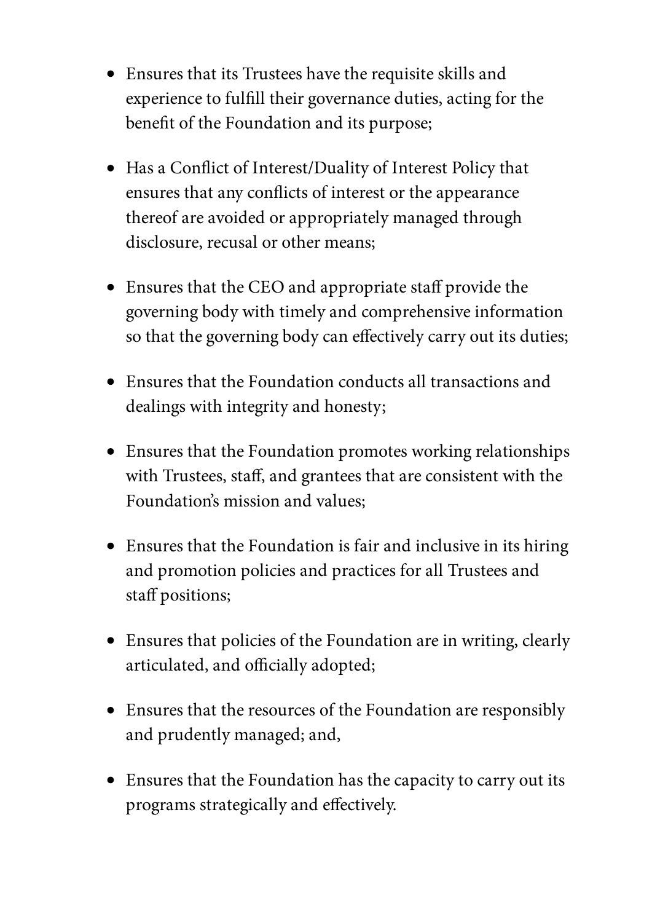- Ensures that its Trustees have the requisite skills and experience to fulfill their governance duties, acting for the benefit of the Foundation and its purpose;

- Has a Conflict of Interest/Duality of Interest Policy that ensures that any conflicts of interest or the appearance thereof are avoided or appropriately managed through disclosure, recusal or other means;

- Ensures that the CEO and appropriate staff provide the governing body with timely and comprehensive information so that the governing body can effectively carry out its duties;

- Ensures that the Foundation conducts all transactions and dealings with integrity and honesty;

- Ensures that the Foundation promotes working relationships with Trustees, staff, and grantees that are consistent with the Foundation's mission and values;

- Ensures that the Foundation is fair and inclusive in its hiring and promotion policies and practices for all Trustees and staff positions;

- Ensures that policies of the Foundation are in writing, clearly articulated, and officially adopted;

- Ensures that the resources of the Foundation are responsibly and prudently managed; and,

- Ensures that the Foundation has the capacity to carry out its programs strategically and effectively.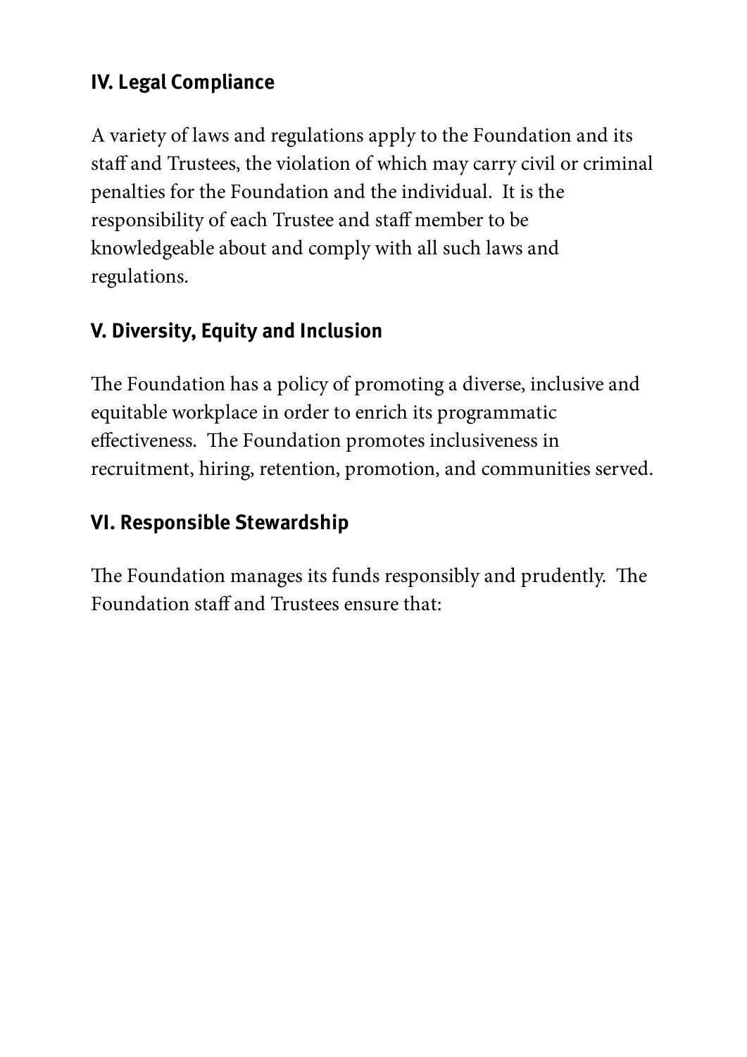### IV. Legal Compliance

A variety of laws and regulations apply to the Foundation and its staff and Trustees, the violation of which may carry civil or criminal penalties for the Foundation and the individual.  It is the responsibility of each Trustee and staff member to be knowledgeable about and comply with all such laws and regulations.

### V. Diversity, Equity and Inclusion

The Foundation has a policy of promoting a diverse, inclusive and equitable workplace in order to enrich its programmatic effectiveness.  The Foundation promotes inclusiveness in recruitment, hiring, retention, promotion, and communities served.

### VI. Responsible Stewardship

The Foundation manages its funds responsibly and prudently.  The Foundation staff and Trustees ensure that: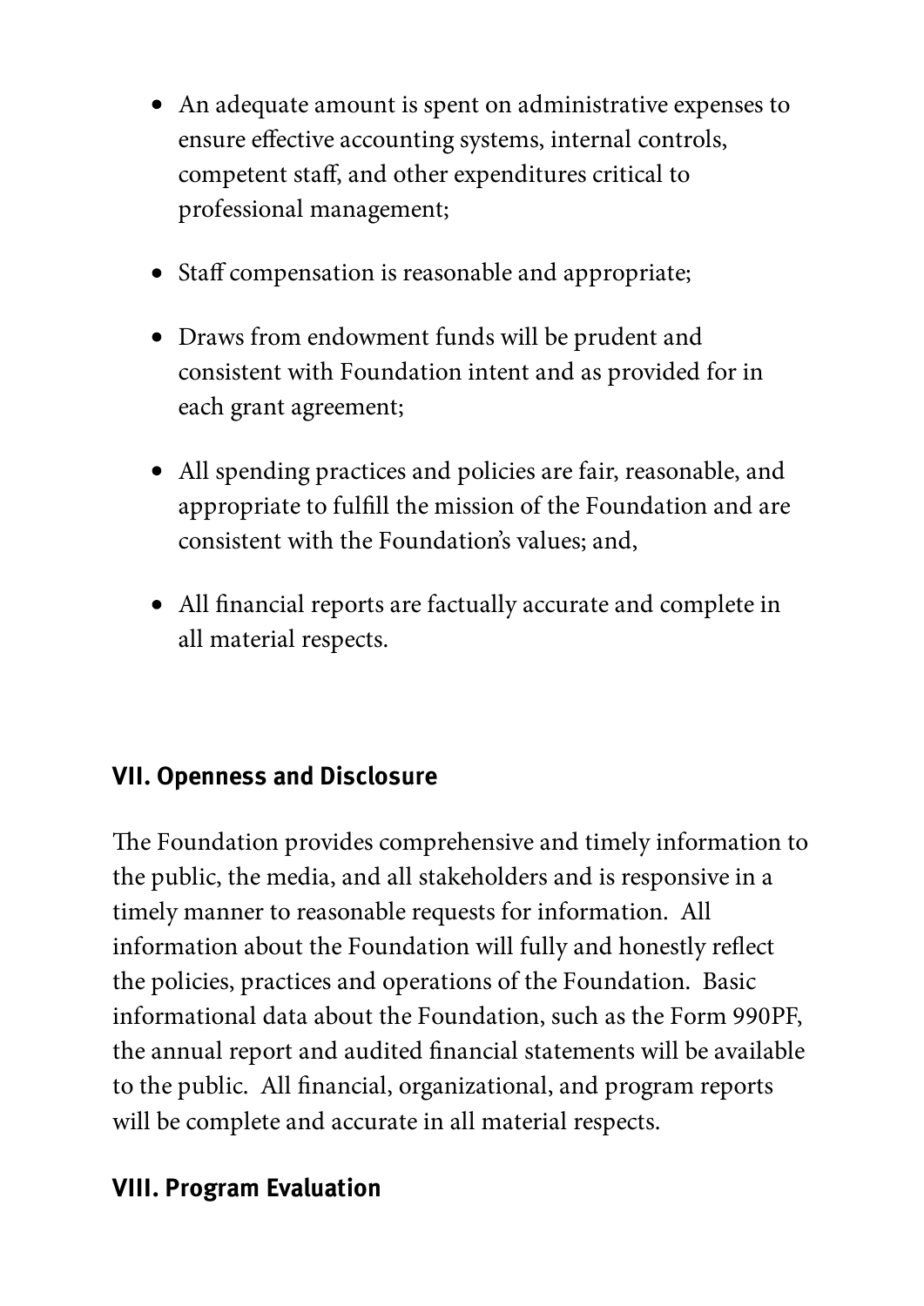- An adequate amount is spent on administrative expenses to ensure effective accounting systems, internal controls, competent staff, and other expenditures critical to professional management;
- Staff compensation is reasonable and appropriate;
- Draws from endowment funds will be prudent and consistent with Foundation intent and as provided for in each grant agreement;
- All spending practices and policies are fair, reasonable, and appropriate to fulfill the mission of the Foundation and are consistent with the Foundation's values; and,
- All financial reports are factually accurate and complete in all material respects.

## VII. Openness and Disclosure

The Foundation provides comprehensive and timely information to the public, the media, and all stakeholders and is responsive in a timely manner to reasonable requests for information. All information about the Foundation will fully and honestly reflect the policies, practices and operations of the Foundation. Basic informational data about the Foundation, such as the Form 990PF, the annual report and audited financial statements will be available to the public. All financial, organizational, and program reports will be complete and accurate in all material respects.

## VIII. Program Evaluation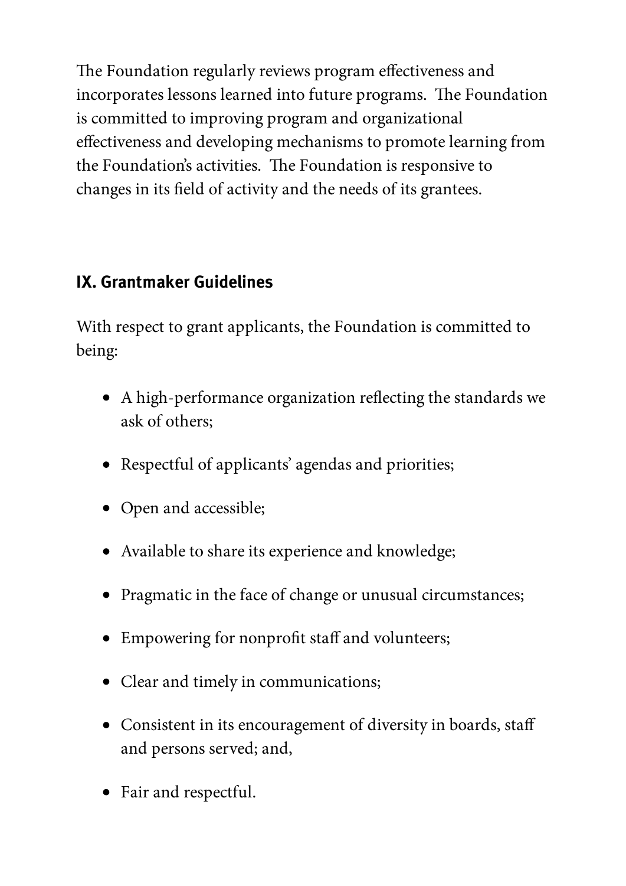The Foundation regularly reviews program effectiveness and incorporates lessons learned into future programs. The Foundation is committed to improving program and organizational effectiveness and developing mechanisms to promote learning from the Foundation's activities. The Foundation is responsive to changes in its field of activity and the needs of its grantees.

## IX. Grantmaker Guidelines

With respect to grant applicants, the Foundation is committed to being:

- A high-performance organization reflecting the standards we ask of others;
- Respectful of applicants' agendas and priorities;
- Open and accessible;
- Available to share its experience and knowledge;
- Pragmatic in the face of change or unusual circumstances;
- Empowering for nonprofit staff and volunteers;
- Clear and timely in communications;
- Consistent in its encouragement of diversity in boards, staff and persons served; and,
- Fair and respectful.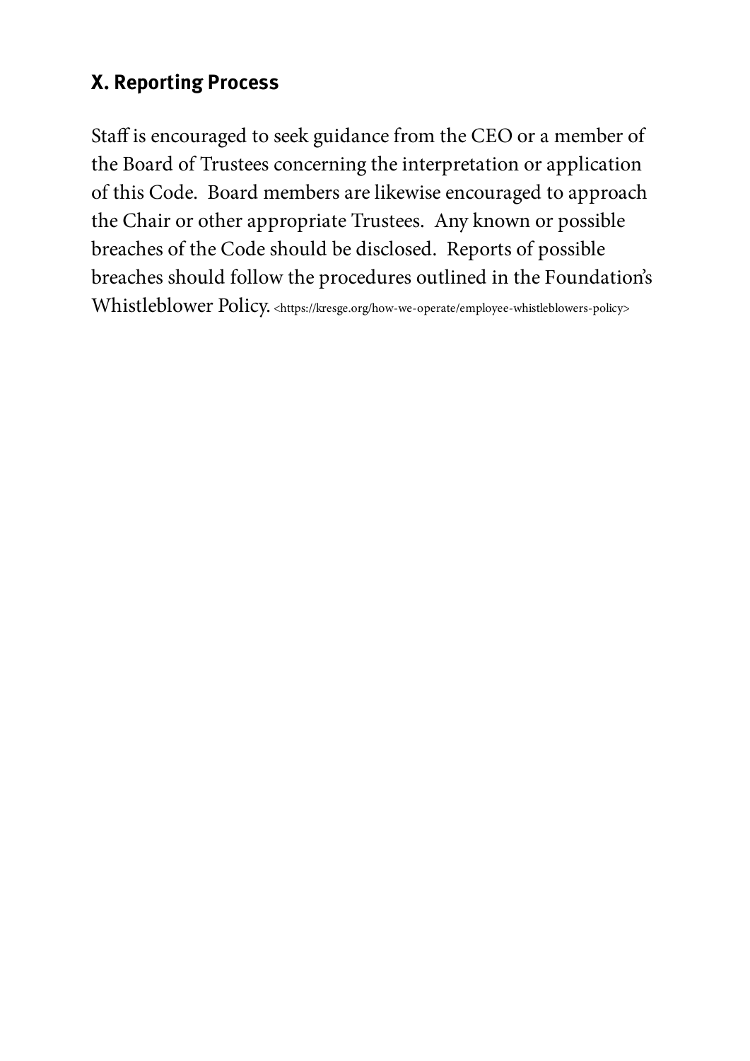## X. Reporting Process

Staff is encouraged to seek guidance from the CEO or a member of the Board of Trustees concerning the interpretation or application of this Code. Board members are likewise encouraged to approach the Chair or other appropriate Trustees. Any known or possible breaches of the Code should be disclosed. Reports of possible breaches should follow the procedures outlined in the Foundation's Whistleblower Policy. <https://kresge.org/how-we-operate/employee-whistleblowers-policy>